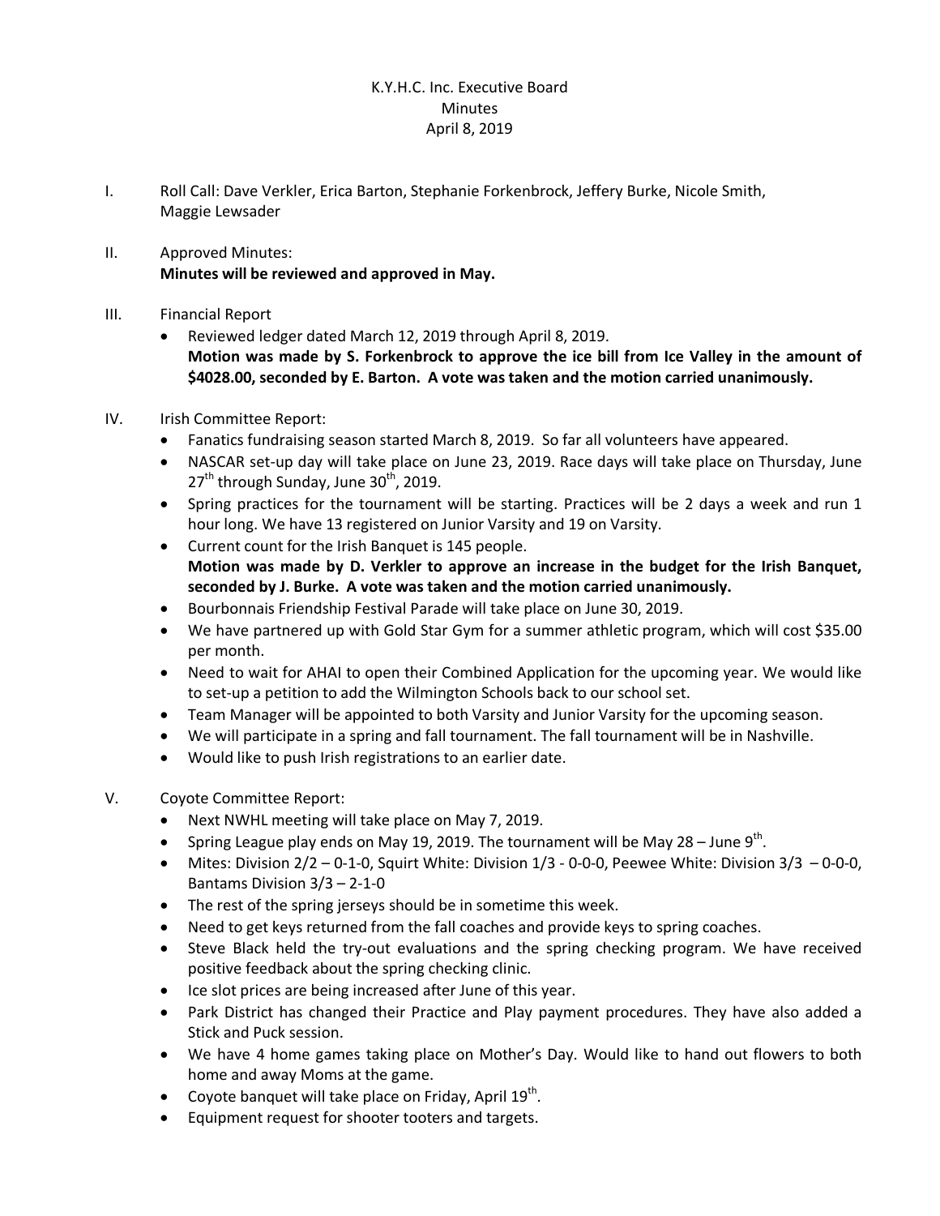# K.Y.H.C. Inc. Executive Board
## Minutes
## April 8, 2019

I. Roll Call: Dave Verkler, Erica Barton, Stephanie Forkenbrock, Jeffery Burke, Nicole Smith, Maggie Lewsader

II. Approved Minutes:
**Minutes will be reviewed and approved in May.**

III. Financial Report
- Reviewed ledger dated March 12, 2019 through April 8, 2019.
**Motion was made by S. Forkenbrock to approve the ice bill from Ice Valley in the amount of $4028.00, seconded by E. Barton. A vote was taken and the motion carried unanimously.**

IV. Irish Committee Report:
- Fanatics fundraising season started March 8, 2019. So far all volunteers have appeared.
- NASCAR set-up day will take place on June 23, 2019. Race days will take place on Thursday, June 27th through Sunday, June 30th, 2019.
- Spring practices for the tournament will be starting. Practices will be 2 days a week and run 1 hour long. We have 13 registered on Junior Varsity and 19 on Varsity.
- Current count for the Irish Banquet is 145 people.
**Motion was made by D. Verkler to approve an increase in the budget for the Irish Banquet, seconded by J. Burke. A vote was taken and the motion carried unanimously.**
- Bourbonnais Friendship Festival Parade will take place on June 30, 2019.
- We have partnered up with Gold Star Gym for a summer athletic program, which will cost $35.00 per month.
- Need to wait for AHAI to open their Combined Application for the upcoming year. We would like to set-up a petition to add the Wilmington Schools back to our school set.
- Team Manager will be appointed to both Varsity and Junior Varsity for the upcoming season.
- We will participate in a spring and fall tournament. The fall tournament will be in Nashville.
- Would like to push Irish registrations to an earlier date.

V. Coyote Committee Report:
- Next NWHL meeting will take place on May 7, 2019.
- Spring League play ends on May 19, 2019. The tournament will be May 28 – June 9th.
- Mites: Division 2/2 – 0-1-0, Squirt White: Division 1/3 - 0-0-0, Peewee White: Division 3/3 – 0-0-0, Bantams Division 3/3 – 2-1-0
- The rest of the spring jerseys should be in sometime this week.
- Need to get keys returned from the fall coaches and provide keys to spring coaches.
- Steve Black held the try-out evaluations and the spring checking program. We have received positive feedback about the spring checking clinic.
- Ice slot prices are being increased after June of this year.
- Park District has changed their Practice and Play payment procedures. They have also added a Stick and Puck session.
- We have 4 home games taking place on Mother's Day. Would like to hand out flowers to both home and away Moms at the game.
- Coyote banquet will take place on Friday, April 19th.
- Equipment request for shooter tooters and targets.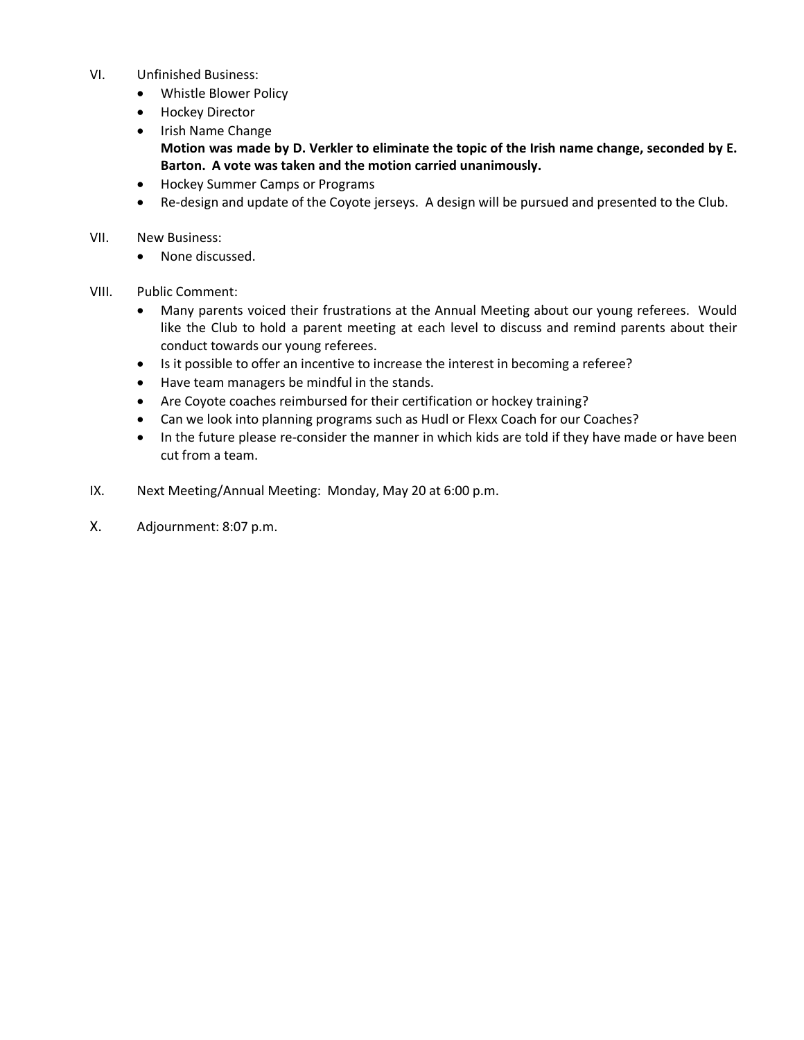VI. Unfinished Business:

- Whistle Blower Policy
- Hockey Director
- Irish Name Change
  **Motion was made by D. Verkler to eliminate the topic of the Irish name change, seconded by E. Barton. A vote was taken and the motion carried unanimously.**
- Hockey Summer Camps or Programs
- Re-design and update of the Coyote jerseys. A design will be pursued and presented to the Club.

VII. New Business:

- None discussed.

VIII. Public Comment:

- Many parents voiced their frustrations at the Annual Meeting about our young referees. Would like the Club to hold a parent meeting at each level to discuss and remind parents about their conduct towards our young referees.
- Is it possible to offer an incentive to increase the interest in becoming a referee?
- Have team managers be mindful in the stands.
- Are Coyote coaches reimbursed for their certification or hockey training?
- Can we look into planning programs such as Hudl or Flexx Coach for our Coaches?
- In the future please re-consider the manner in which kids are told if they have made or have been cut from a team.

IX. Next Meeting/Annual Meeting: Monday, May 20 at 6:00 p.m.

X. Adjournment: 8:07 p.m.